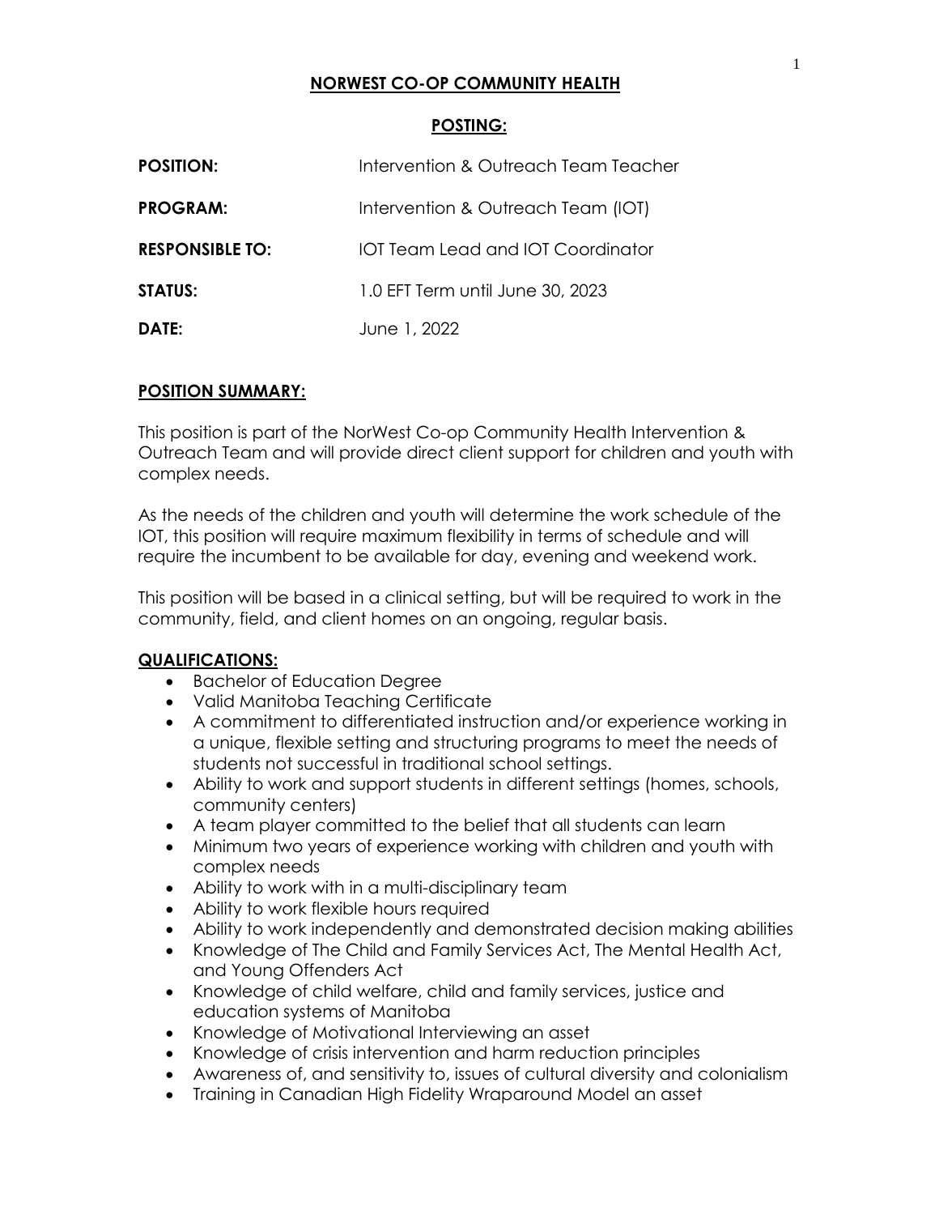# NORWEST CO-OP COMMUNITY HEALTH

## POSTING:

**POSITION:** Intervention & Outreach Team Teacher

**PROGRAM:** Intervention & Outreach Team (IOT)

**RESPONSIBLE TO:** IOT Team Lead and IOT Coordinator

**STATUS:** 1.0 EFT Term until June 30, 2023

**DATE:** June 1, 2022

## POSITION SUMMARY:

This position is part of the NorWest Co-op Community Health Intervention & Outreach Team and will provide direct client support for children and youth with complex needs.

As the needs of the children and youth will determine the work schedule of the IOT, this position will require maximum flexibility in terms of schedule and will require the incumbent to be available for day, evening and weekend work.

This position will be based in a clinical setting, but will be required to work in the community, field, and client homes on an ongoing, regular basis.

## QUALIFICATIONS:

- Bachelor of Education Degree
- Valid Manitoba Teaching Certificate
- A commitment to differentiated instruction and/or experience working in a unique, flexible setting and structuring programs to meet the needs of students not successful in traditional school settings.
- Ability to work and support students in different settings (homes, schools, community centers)
- A team player committed to the belief that all students can learn
- Minimum two years of experience working with children and youth with complex needs
- Ability to work with in a multi-disciplinary team
- Ability to work flexible hours required
- Ability to work independently and demonstrated decision making abilities
- Knowledge of The Child and Family Services Act, The Mental Health Act, and Young Offenders Act
- Knowledge of child welfare, child and family services, justice and education systems of Manitoba
- Knowledge of Motivational Interviewing an asset
- Knowledge of crisis intervention and harm reduction principles
- Awareness of, and sensitivity to, issues of cultural diversity and colonialism
- Training in Canadian High Fidelity Wraparound Model an asset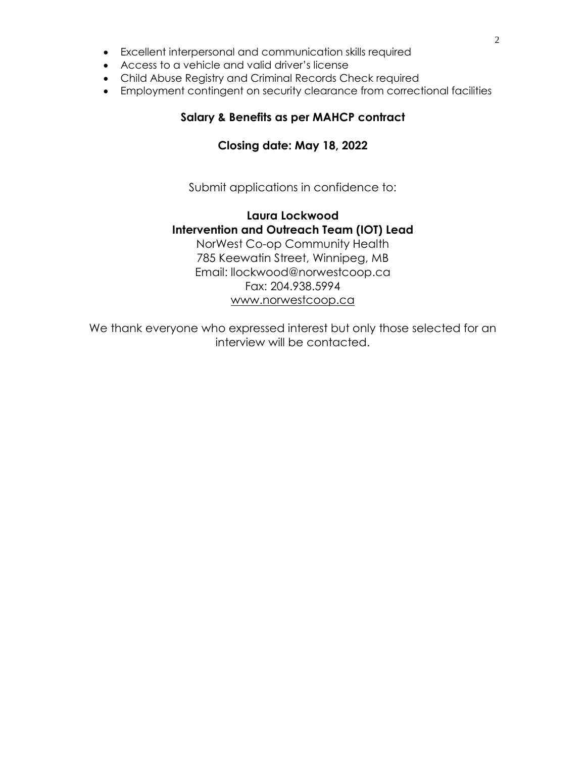- Excellent interpersonal and communication skills required
- Access to a vehicle and valid driver's license
- Child Abuse Registry and Criminal Records Check required
- Employment contingent on security clearance from correctional facilities

**Salary & Benefits as per MAHCP contract**

**Closing date: May 18, 2022**

Submit applications in confidence to:

**Laura Lockwood**
**Intervention and Outreach Team (IOT) Lead**
NorWest Co-op Community Health
785 Keewatin Street, Winnipeg, MB
Email: llockwood@norwestcoop.ca
Fax: 204.938.5994
www.norwestcoop.ca

We thank everyone who expressed interest but only those selected for an interview will be contacted.